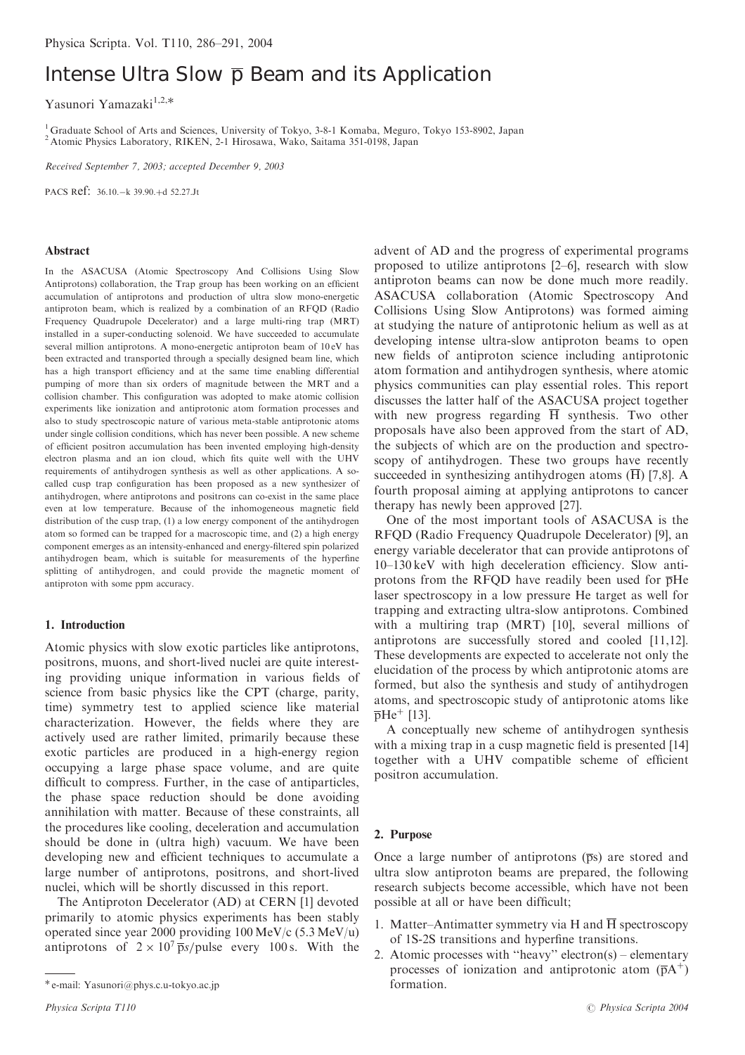# Intense Ultra Slow $\overline{\text{p}}$ Beam and its Application

Yasunori Yamazaki[1,2,*]

[1] Graduate School of Arts and Sciences, University of Tokyo, 3-8-1 Komaba, Meguro, Tokyo 153-8902, Japan
[2] Atomic Physics Laboratory, RIKEN, 2-1 Hirosawa, Wako, Saitama 351-0198, Japan

*Received September 7, 2003; accepted December 9, 2003*

PACS Ref: 36.10.−k 39.90.+d 52.27.Jt

### Abstract

In the ASACUSA (Atomic Spectroscopy And Collisions Using Slow Antiprotons) collaboration, the Trap group has been working on an efficient accumulation of antiprotons and production of ultra slow mono-energetic antiproton beam, which is realized by a combination of an RFQD (Radio Frequency Quadrupole Decelerator) and a large multi-ring trap (MRT) installed in a super-conducting solenoid. We have succeeded to accumulate several million antiprotons. A mono-energetic antiproton beam of 10 eV has been extracted and transported through a specially designed beam line, which has a high transport efficiency and at the same time enabling differential pumping of more than six orders of magnitude between the MRT and a collision chamber. This configuration was adopted to make atomic collision experiments like ionization and antiprotonic atom formation processes and also to study spectroscopic nature of various meta-stable antiprotonic atoms under single collision conditions, which has never been possible. A new scheme of efficient positron accumulation has been invented employing high-density electron plasma and an ion cloud, which fits quite well with the UHV requirements of antihydrogen synthesis as well as other applications. A so-called cusp trap configuration has been proposed as a new synthesizer of antihydrogen, where antiprotons and positrons can co-exist in the same place even at low temperature. Because of the inhomogeneous magnetic field distribution of the cusp trap, (1) a low energy component of the antihydrogen atom so formed can be trapped for a macroscopic time, and (2) a high energy component emerges as an intensity-enhanced and energy-filtered spin polarized antihydrogen beam, which is suitable for measurements of the hyperfine splitting of antihydrogen, and could provide the magnetic moment of antiproton with some ppm accuracy.

## 1. Introduction

Atomic physics with slow exotic particles like antiprotons, positrons, muons, and short-lived nuclei are quite interesting providing unique information in various fields of science from basic physics like the CPT (charge, parity, time) symmetry test to applied science like material characterization. However, the fields where they are actively used are rather limited, primarily because these exotic particles are produced in a high-energy region occupying a large phase space volume, and are quite difficult to compress. Further, in the case of antiparticles, the phase space reduction should be done avoiding annihilation with matter. Because of these constraints, all the procedures like cooling, deceleration and accumulation should be done in (ultra high) vacuum. We have been developing new and efficient techniques to accumulate a large number of antiprotons, positrons, and short-lived nuclei, which will be shortly discussed in this report.

The Antiproton Decelerator (AD) at CERN [1] devoted primarily to atomic physics experiments has been stably operated since year 2000 providing 100 MeV/c (5.3 MeV/u) antiprotons of $2 \times 10^7\,\overline{\text{p}}s$/pulse every 100 s. With the advent of AD and the progress of experimental programs proposed to utilize antiprotons [2–6], research with slow antiproton beams can now be done much more readily. ASACUSA collaboration (Atomic Spectroscopy And Collisions Using Slow Antiprotons) was formed aiming at studying the nature of antiprotonic helium as well as at developing intense ultra-slow antiproton beams to open new fields of antiproton science including antiprotonic atom formation and antihydrogen synthesis, where atomic physics communities can play essential roles. This report discusses the latter half of the ASACUSA project together with new progress regarding $\overline{\text{H}}$ synthesis. Two other proposals have also been approved from the start of AD, the subjects of which are on the production and spectroscopy of antihydrogen. These two groups have recently succeeded in synthesizing antihydrogen atoms ($\overline{\text{H}}$) [7,8]. A fourth proposal aiming at applying antiprotons to cancer therapy has newly been approved [27].

One of the most important tools of ASACUSA is the RFQD (Radio Frequency Quadrupole Decelerator) [9], an energy variable decelerator that can provide antiprotons of 10–130 keV with high deceleration efficiency. Slow antiprotons from the RFQD have readily been used for $\overline{\text{p}}$He laser spectroscopy in a low pressure He target as well for trapping and extracting ultra-slow antiprotons. Combined with a multiring trap (MRT) [10], several millions of antiprotons are successfully stored and cooled [11,12]. These developments are expected to accelerate not only the elucidation of the process by which antiprotonic atoms are formed, but also the synthesis and study of antihydrogen atoms, and spectroscopic study of antiprotonic atoms like $\overline{\text{p}}\text{He}^+$ [13].

A conceptually new scheme of antihydrogen synthesis with a mixing trap in a cusp magnetic field is presented [14] together with a UHV compatible scheme of efficient positron accumulation.

## 2. Purpose

Once a large number of antiprotons ($\overline{\text{p}}$s) are stored and ultra slow antiproton beams are prepared, the following research subjects become accessible, which have not been possible at all or have been difficult;

1. Matter–Antimatter symmetry via H and $\overline{\text{H}}$ spectroscopy of 1S-2S transitions and hyperfine transitions.
2. Atomic processes with "heavy" electron(s) – elementary processes of ionization and antiprotonic atom ($\overline{\text{p}}\text{A}^+$) formation.

* e-mail: Yasunori@phys.c.u-tokyo.ac.jp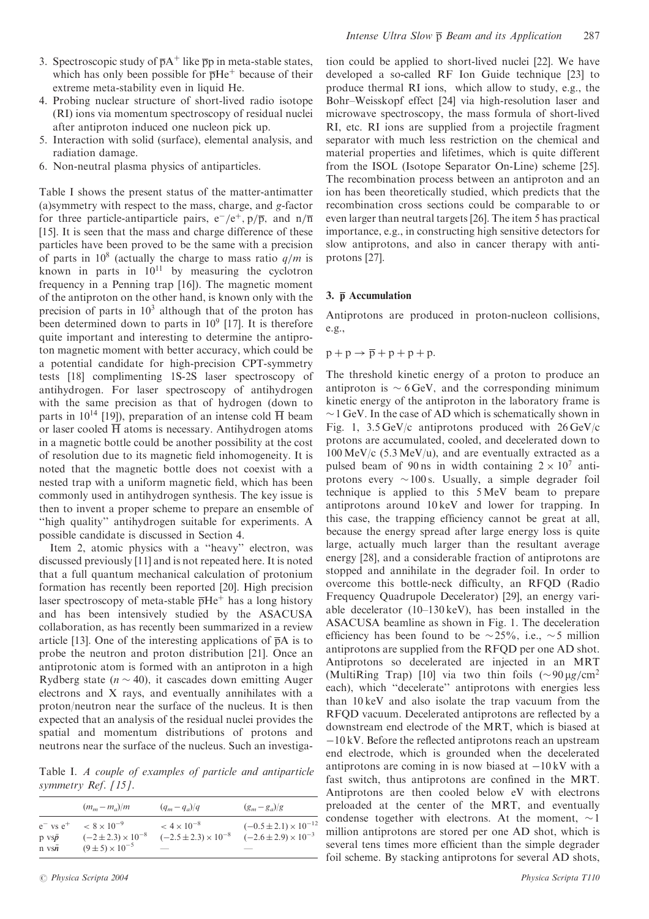3. Spectroscopic study of $\overline{p}A^+$ like $\overline{p}p$ in meta-stable states, which has only been possible for $\overline{p}He^+$ because of their extreme meta-stability even in liquid He.
4. Probing nuclear structure of short-lived radio isotope (RI) ions via momentum spectroscopy of residual nuclei after antiproton induced one nucleon pick up.
5. Interaction with solid (surface), elemental analysis, and radiation damage.
6. Non-neutral plasma physics of antiparticles.

Table I shows the present status of the matter-antimatter (a)symmetry with respect to the mass, charge, and $g$-factor for three particle-antiparticle pairs, $e^-/e^+$, $p/\overline{p}$, and $n/\overline{n}$ [15]. It is seen that the mass and charge difference of these particles have been proved to be the same with a precision of parts in $10^8$ (actually the charge to mass ratio $q/m$ is known in parts in $10^{11}$ by measuring the cyclotron frequency in a Penning trap [16]). The magnetic moment of the antiproton on the other hand, is known only with the precision of parts in $10^3$ although that of the proton has been determined down to parts in $10^9$ [17]. It is therefore quite important and interesting to determine the antiproton magnetic moment with better accuracy, which could be a potential candidate for high-precision CPT-symmetry tests [18] complimenting 1S-2S laser spectroscopy of antihydrogen. For laser spectroscopy of antihydrogen with the same precision as that of hydrogen (down to parts in $10^{14}$ [19]), preparation of an intense cold $\overline{H}$ beam or laser cooled $\overline{H}$ atoms is necessary. Antihydrogen atoms in a magnetic bottle could be another possibility at the cost of resolution due to its magnetic field inhomogeneity. It is noted that the magnetic bottle does not coexist with a nested trap with a uniform magnetic field, which has been commonly used in antihydrogen synthesis. The key issue is then to invent a proper scheme to prepare an ensemble of "high quality" antihydrogen suitable for experiments. A possible candidate is discussed in Section 4.

Item 2, atomic physics with a "heavy" electron, was discussed previously [11] and is not repeated here. It is noted that a full quantum mechanical calculation of protonium formation has recently been reported [20]. High precision laser spectroscopy of meta-stable $\overline{p}He^+$ has a long history and has been intensively studied by the ASACUSA collaboration, as has recently been summarized in a review article [13]. One of the interesting applications of $\overline{p}A$ is to probe the neutron and proton distribution [21]. Once an antiprotonic atom is formed with an antiproton in a high Rydberg state ($n \sim 40$), it cascades down emitting Auger electrons and X rays, and eventually annihilates with a proton/neutron near the surface of the nucleus. It is then expected that an analysis of the residual nuclei provides the spatial and momentum distributions of protons and neutrons near the surface of the nucleus. Such an investigation could be applied to short-lived nuclei [22]. We have developed a so-called RF Ion Guide technique [23] to produce thermal RI ions, which allow to study, e.g., the Bohr–Weisskopf effect [24] via high-resolution laser and microwave spectroscopy, the mass formula of short-lived RI, etc. RI ions are supplied from a projectile fragment separator with much less restriction on the chemical and material properties and lifetimes, which is quite different from the ISOL (Isotope Separator On-Line) scheme [25]. The recombination process between an antiproton and an ion has been theoretically studied, which predicts that the recombination cross sections could be comparable to or even larger than neutral targets [26]. The item 5 has practical importance, e.g., in constructing high sensitive detectors for slow antiprotons, and also in cancer therapy with antiprotons [27].

*Table I. A couple of examples of particle and antiparticle symmetry Ref. [15].*

| | $(m_m - m_a)/m$ | $(q_m - q_a)/q$ | $(g_m - g_a)/g$ |
|---|---|---|---|
| $e^-$ vs $e^+$ | $< 8 \times 10^{-9}$ | $< 4 \times 10^{-8}$ | $(-0.5 \pm 2.1) \times 10^{-12}$ |
| p vs$\bar{p}$ | $(-2 \pm 2.3) \times 10^{-8}$ | $(-2.5 \pm 2.3) \times 10^{-8}$ | $(-2.6 \pm 2.9) \times 10^{-3}$ |
| n vs$\bar{n}$ | $(9 \pm 5) \times 10^{-5}$ | — | — |

## 3. $\overline{p}$ Accumulation

Antiprotons are produced in proton-nucleon collisions, e.g.,

$$p + p \rightarrow \overline{p} + p + p + p.$$

The threshold kinetic energy of a proton to produce an antiproton is $\sim 6$ GeV, and the corresponding minimum kinetic energy of the antiproton in the laboratory frame is $\sim 1$ GeV. In the case of AD which is schematically shown in Fig. 1, 3.5 GeV/c antiprotons produced with 26 GeV/c protons are accumulated, cooled, and decelerated down to 100 MeV/c (5.3 MeV/u), and are eventually extracted as a pulsed beam of 90 ns in width containing $2 \times 10^7$ antiprotons every $\sim 100$ s. Usually, a simple degrader foil technique is applied to this 5 MeV beam to prepare antiprotons around 10 keV and lower for trapping. In this case, the trapping efficiency cannot be great at all, because the energy spread after large energy loss is quite large, actually much larger than the resultant average energy [28], and a considerable fraction of antiprotons are stopped and annihilate in the degrader foil. In order to overcome this bottle-neck difficulty, an RFQD (Radio Frequency Quadrupole Decelerator) [29], an energy variable decelerator (10–130 keV), has been installed in the ASACUSA beamline as shown in Fig. 1. The deceleration efficiency has been found to be $\sim 25\%$, i.e., $\sim 5$ million antiprotons are supplied from the RFQD per one AD shot. Antiprotons so decelerated are injected in an MRT (MultiRing Trap) [10] via two thin foils ($\sim 90\,\mu g/cm^2$ each), which "decelerate" antiprotons with energies less than 10 keV and also isolate the trap vacuum from the RFQD vacuum. Decelerated antiprotons are reflected by a downstream end electrode of the MRT, which is biased at $-10$ kV. Before the reflected antiprotons reach an upstream end electrode, which is grounded when the decelerated antiprotons are coming in is now biased at $-10$ kV with a fast switch, thus antiprotons are confined in the MRT. Antiprotons are then cooled below eV with electrons preloaded at the center of the MRT, and eventually condense together with electrons. At the moment, $\sim 1$ million antiprotons are stored per one AD shot, which is several tens times more efficient than the simple degrader foil scheme. By stacking antiprotons for several AD shots,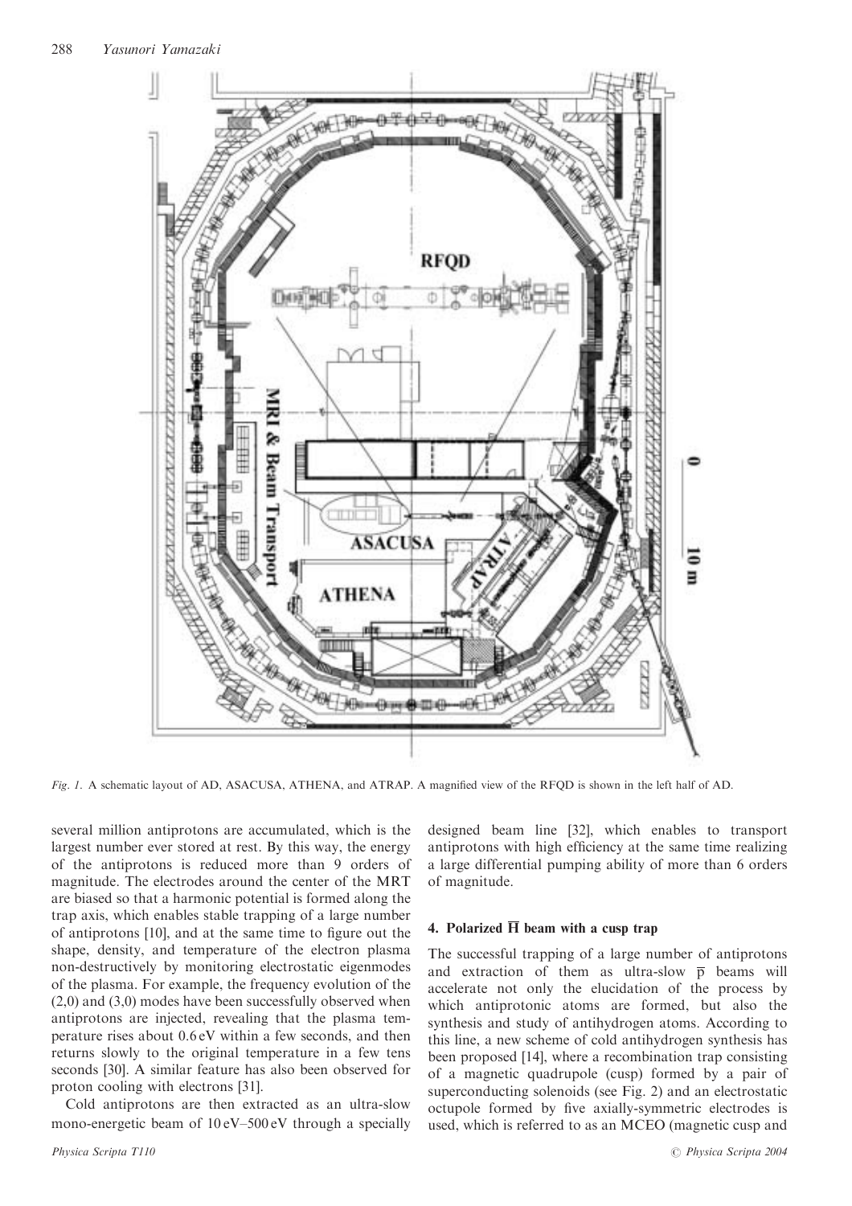*Fig. 1.* A schematic layout of AD, ASACUSA, ATHENA, and ATRAP. A magnified view of the RFQD is shown in the left half of AD.

several million antiprotons are accumulated, which is the largest number ever stored at rest. By this way, the energy of the antiprotons is reduced more than 9 orders of magnitude. The electrodes around the center of the MRT are biased so that a harmonic potential is formed along the trap axis, which enables stable trapping of a large number of antiprotons [10], and at the same time to figure out the shape, density, and temperature of the electron plasma non-destructively by monitoring electrostatic eigenmodes of the plasma. For example, the frequency evolution of the (2,0) and (3,0) modes have been successfully observed when antiprotons are injected, revealing that the plasma temperature rises about 0.6 eV within a few seconds, and then returns slowly to the original temperature in a few tens seconds [30]. A similar feature has also been observed for proton cooling with electrons [31].

Cold antiprotons are then extracted as an ultra-slow mono-energetic beam of 10 eV–500 eV through a specially designed beam line [32], which enables to transport antiprotons with high efficiency at the same time realizing a large differential pumping ability of more than 6 orders of magnitude.

## 4. Polarized $\overline{\mathrm{H}}$ beam with a cusp trap

The successful trapping of a large number of antiprotons and extraction of them as ultra-slow $\overline{\mathrm{p}}$ beams will accelerate not only the elucidation of the process by which antiprotonic atoms are formed, but also the synthesis and study of antihydrogen atoms. According to this line, a new scheme of cold antihydrogen synthesis has been proposed [14], where a recombination trap consisting of a magnetic quadrupole (cusp) formed by a pair of superconducting solenoids (see Fig. 2) and an electrostatic octupole formed by five axially-symmetric electrodes is used, which is referred to as an MCEO (magnetic cusp and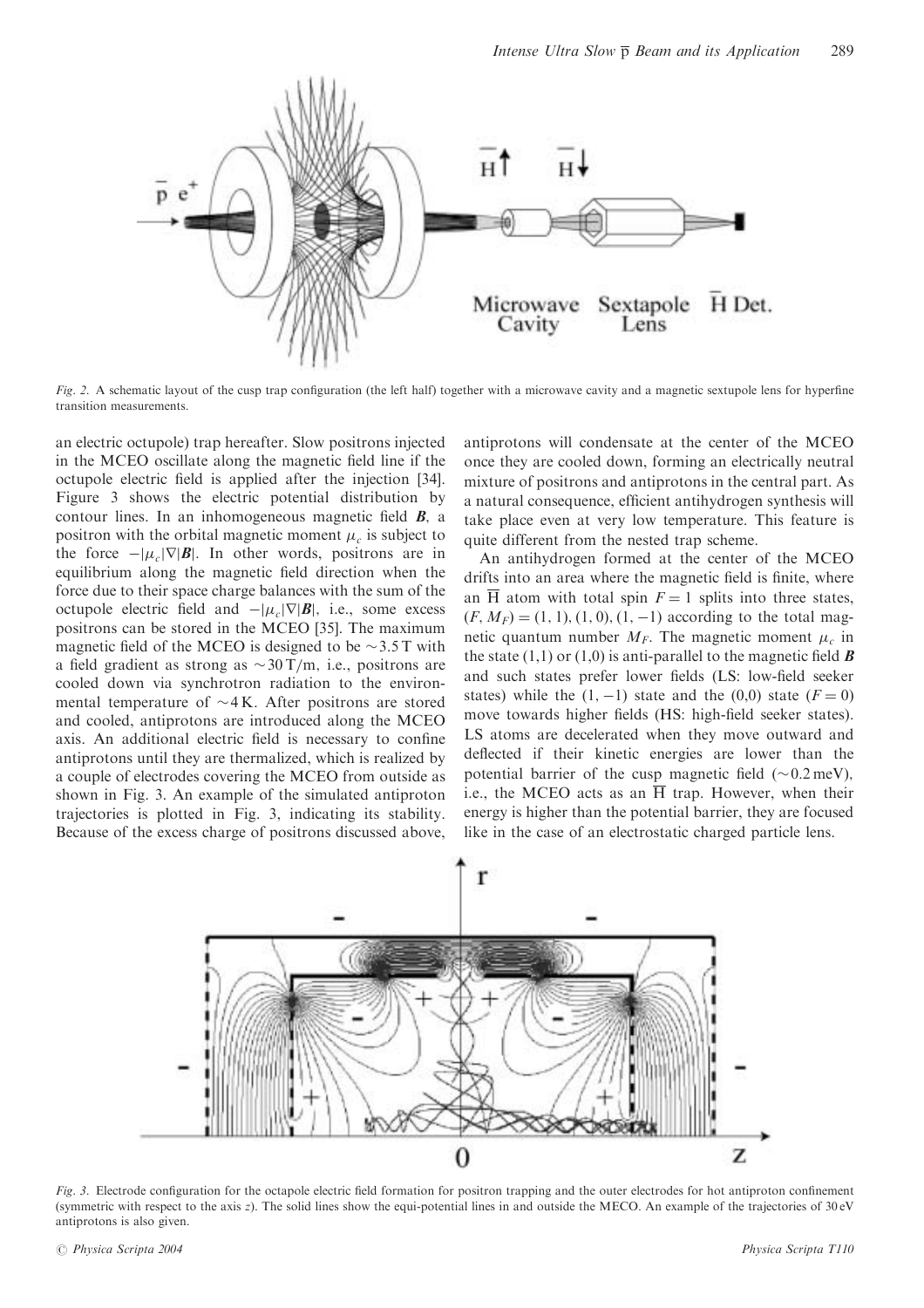Fig. 2. A schematic layout of the cusp trap configuration (the left half) together with a microwave cavity and a magnetic sextupole lens for hyperfine transition measurements.

an electric octupole) trap hereafter. Slow positrons injected in the MCEO oscillate along the magnetic field line if the octupole electric field is applied after the injection [34]. Figure 3 shows the electric potential distribution by contour lines. In an inhomogeneous magnetic field $\boldsymbol{B}$, a positron with the orbital magnetic moment $\mu_c$ is subject to the force $-|\mu_c|\nabla|\boldsymbol{B}|$. In other words, positrons are in equilibrium along the magnetic field direction when the force due to their space charge balances with the sum of the octupole electric field and $-|\mu_c|\nabla|\boldsymbol{B}|$, i.e., some excess positrons can be stored in the MCEO [35]. The maximum magnetic field of the MCEO is designed to be $\sim 3.5\,\mathrm{T}$ with a field gradient as strong as $\sim 30\,\mathrm{T/m}$, i.e., positrons are cooled down via synchrotron radiation to the environmental temperature of $\sim 4\,\mathrm{K}$. After positrons are stored and cooled, antiprotons are introduced along the MCEO axis. An additional electric field is necessary to confine antiprotons until they are thermalized, which is realized by a couple of electrodes covering the MCEO from outside as shown in Fig. 3. An example of the simulated antiproton trajectories is plotted in Fig. 3, indicating its stability. Because of the excess charge of positrons discussed above, antiprotons will condensate at the center of the MCEO once they are cooled down, forming an electrically neutral mixture of positrons and antiprotons in the central part. As a natural consequence, efficient antihydrogen synthesis will take place even at very low temperature. This feature is quite different from the nested trap scheme.

An antihydrogen formed at the center of the MCEO drifts into an area where the magnetic field is finite, where an $\overline{\mathrm{H}}$ atom with total spin $F = 1$ splits into three states, $(F, M_F) = (1, 1), (1, 0), (1, -1)$ according to the total magnetic quantum number $M_F$. The magnetic moment $\mu_c$ in the state (1,1) or (1,0) is anti-parallel to the magnetic field $\boldsymbol{B}$ and such states prefer lower fields (LS: low-field seeker states) while the $(1, -1)$ state and the (0,0) state ($F = 0$) move towards higher fields (HS: high-field seeker states). LS atoms are decelerated when they move outward and deflected if their kinetic energies are lower than the potential barrier of the cusp magnetic field ($\sim 0.2\,\mathrm{meV}$), i.e., the MCEO acts as an $\overline{\mathrm{H}}$ trap. However, when their energy is higher than the potential barrier, they are focused like in the case of an electrostatic charged particle lens.

Fig. 3. Electrode configuration for the octapole electric field formation for positron trapping and the outer electrodes for hot antiproton confinement (symmetric with respect to the axis $z$). The solid lines show the equi-potential lines in and outside the MECO. An example of the trajectories of 30 eV antiprotons is also given.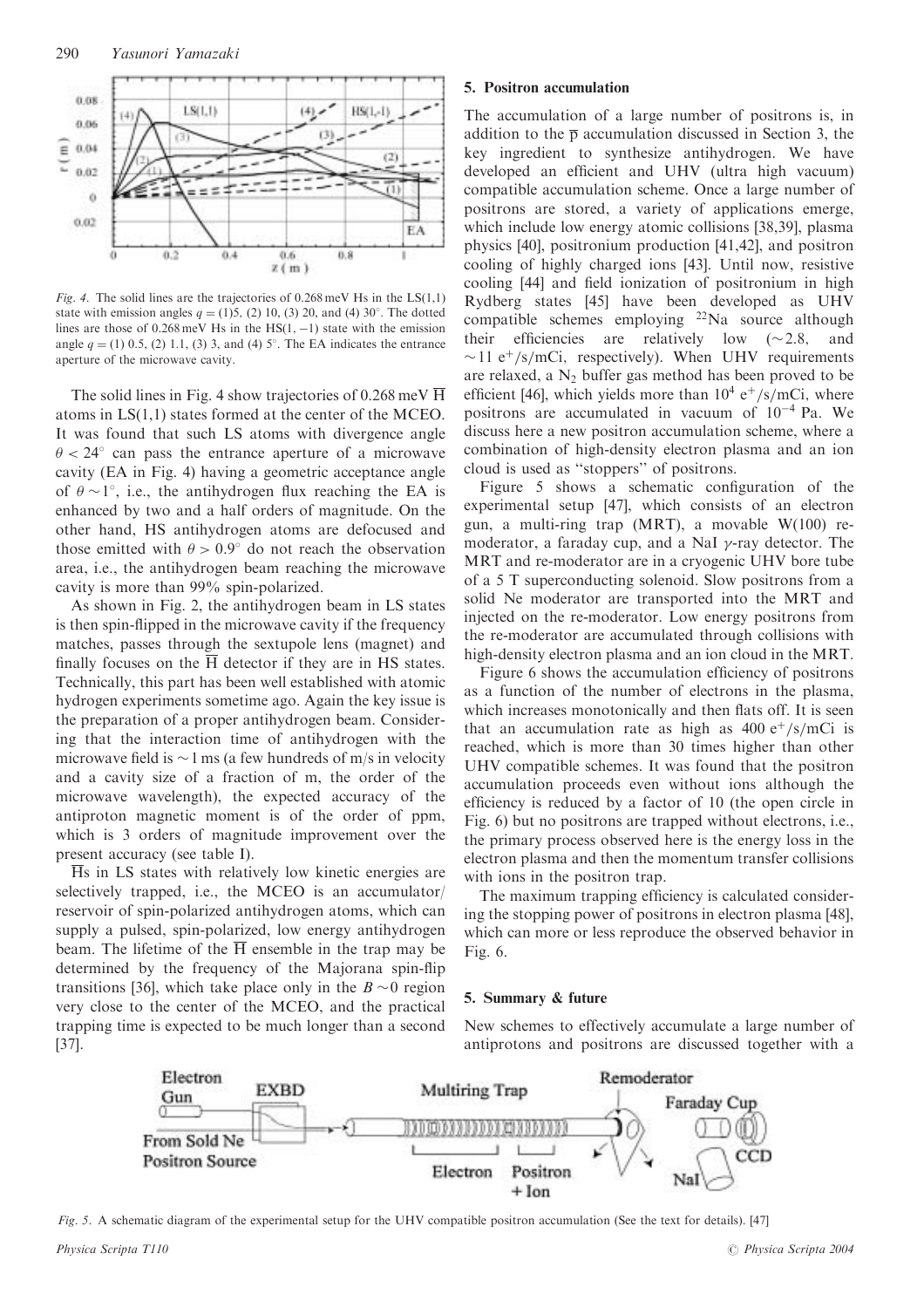*Fig. 4.* The solid lines are the trajectories of 0.268 meV Hs in the LS(1,1) state with emission angles $q$ = (1)5, (2) 10, (3) 20, and (4) 30°. The dotted lines are those of 0.268 meV Hs in the HS(1, −1) state with the emission angle $q$ = (1) 0.5, (2) 1.1, (3) 3, and (4) 5°. The EA indicates the entrance aperture of the microwave cavity.

The solid lines in Fig. 4 show trajectories of 0.268 meV $\overline{\mathrm{H}}$ atoms in LS(1,1) states formed at the center of the MCEO. It was found that such LS atoms with divergence angle $\theta < 24°$ can pass the entrance aperture of a microwave cavity (EA in Fig. 4) having a geometric acceptance angle of $\theta \sim 1°$, i.e., the antihydrogen flux reaching the EA is enhanced by two and a half orders of magnitude. On the other hand, HS antihydrogen atoms are defocused and those emitted with $\theta > 0.9°$ do not reach the observation area, i.e., the antihydrogen beam reaching the microwave cavity is more than 99% spin-polarized.

As shown in Fig. 2, the antihydrogen beam in LS states is then spin-flipped in the microwave cavity if the frequency matches, passes through the sextupole lens (magnet) and finally focuses on the $\overline{\mathrm{H}}$ detector if they are in HS states. Technically, this part has been well established with atomic hydrogen experiments sometime ago. Again the key issue is the preparation of a proper antihydrogen beam. Considering that the interaction time of antihydrogen with the microwave field is ~1 ms (a few hundreds of m/s in velocity and a cavity size of a fraction of m, the order of the microwave wavelength), the expected accuracy of the antiproton magnetic moment is of the order of ppm, which is 3 orders of magnitude improvement over the present accuracy (see table I).

$\overline{\mathrm{H}}$s in LS states with relatively low kinetic energies are selectively trapped, i.e., the MCEO is an accumulator/reservoir of spin-polarized antihydrogen atoms, which can supply a pulsed, spin-polarized, low energy antihydrogen beam. The lifetime of the $\overline{\mathrm{H}}$ ensemble in the trap may be determined by the frequency of the Majorana spin-flip transitions [36], which take place only in the $B \sim 0$ region very close to the center of the MCEO, and the practical trapping time is expected to be much longer than a second [37].

## 5. Positron accumulation

The accumulation of a large number of positrons is, in addition to the $\overline{\mathrm{p}}$ accumulation discussed in Section 3, the key ingredient to synthesize antihydrogen. We have developed an efficient and UHV (ultra high vacuum) compatible accumulation scheme. Once a large number of positrons are stored, a variety of applications emerge, which include low energy atomic collisions [38,39], plasma physics [40], positronium production [41,42], and positron cooling of highly charged ions [43]. Until now, resistive cooling [44] and field ionization of positronium in high Rydberg states [45] have been developed as UHV compatible schemes employing $^{22}$Na source although their efficiencies are relatively low (~2.8, and ~11 $e^+$/s/mCi, respectively). When UHV requirements are relaxed, a $N_2$ buffer gas method has been proved to be efficient [46], which yields more than $10^4$ $e^+$/s/mCi, where positrons are accumulated in vacuum of $10^{-4}$ Pa. We discuss here a new positron accumulation scheme, where a combination of high-density electron plasma and an ion cloud is used as "stoppers" of positrons.

Figure 5 shows a schematic configuration of the experimental setup [47], which consists of an electron gun, a multi-ring trap (MRT), a movable W(100) re-moderator, a faraday cup, and a NaI $\gamma$-ray detector. The MRT and re-moderator are in a cryogenic UHV bore tube of a 5 T superconducting solenoid. Slow positrons from a solid Ne moderator are transported into the MRT and injected on the re-moderator. Low energy positrons from the re-moderator are accumulated through collisions with high-density electron plasma and an ion cloud in the MRT.

Figure 6 shows the accumulation efficiency of positrons as a function of the number of electrons in the plasma, which increases monotonically and then flats off. It is seen that an accumulation rate as high as 400 $e^+$/s/mCi is reached, which is more than 30 times higher than other UHV compatible schemes. It was found that the positron accumulation proceeds even without ions although the efficiency is reduced by a factor of 10 (the open circle in Fig. 6) but no positrons are trapped without electrons, i.e., the primary process observed here is the energy loss in the electron plasma and then the momentum transfer collisions with ions in the positron trap.

The maximum trapping efficiency is calculated considering the stopping power of positrons in electron plasma [48], which can more or less reproduce the observed behavior in Fig. 6.

## 5. Summary & future

New schemes to effectively accumulate a large number of antiprotons and positrons are discussed together with a

*Fig. 5.* A schematic diagram of the experimental setup for the UHV compatible positron accumulation (See the text for details). [47]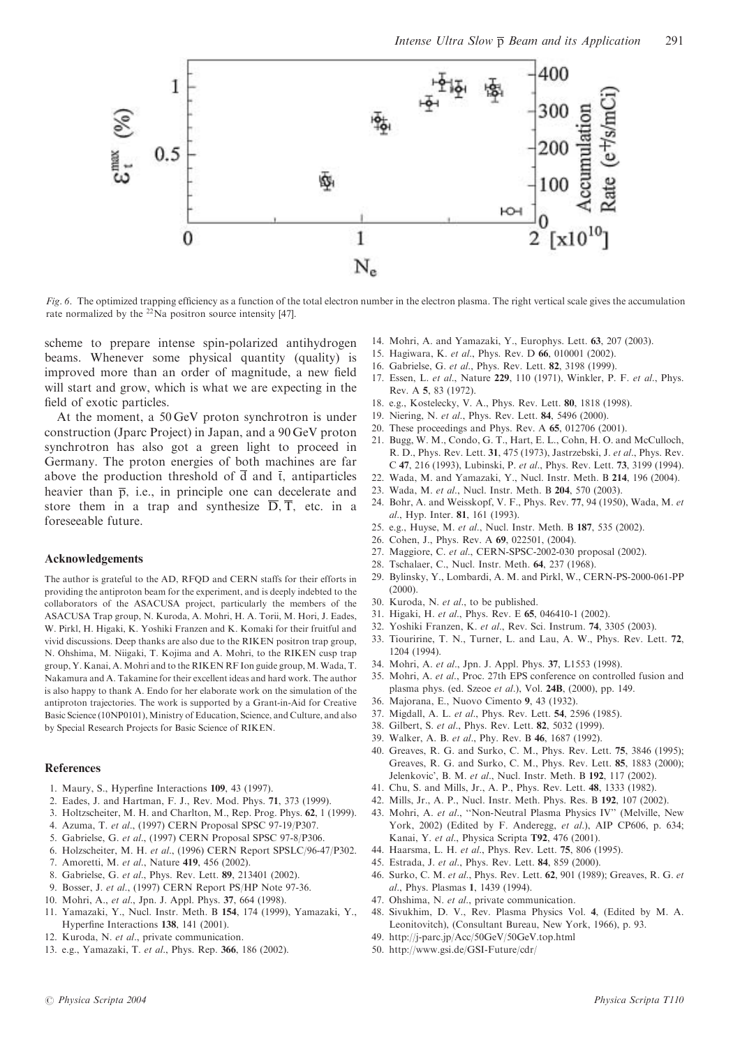$\varepsilon_t^{max}$ (%)

1

0.5

0

1

2 [x10$^{10}$]

$N_e$

400

300

200

100

0

Accumulation Rate (e$^+$/s/mCi)

*Fig. 6.* The optimized trapping efficiency as a function of the total electron number in the electron plasma. The right vertical scale gives the accumulation rate normalized by the $^{22}$Na positron source intensity [47].

scheme to prepare intense spin-polarized antihydrogen beams. Whenever some physical quantity (quality) is improved more than an order of magnitude, a new field will start and grow, which is what we are expecting in the field of exotic particles.

At the moment, a 50 GeV proton synchrotron is under construction (Jparc Project) in Japan, and a 90 GeV proton synchrotron has also got a green light to proceed in Germany. The proton energies of both machines are far above the production threshold of $\overline{\mathrm{d}}$ and $\overline{\mathrm{t}}$, antiparticles heavier than $\overline{\mathrm{p}}$, i.e., in principle one can decelerate and store them in a trap and synthesize $\overline{\mathrm{D}}, \overline{\mathrm{T}}$, etc. in a foreseeable future.

## Acknowledgements

The author is grateful to the AD, RFQD and CERN staffs for their efforts in providing the antiproton beam for the experiment, and is deeply indebted to the collaborators of the ASACUSA project, particularly the members of the ASACUSA Trap group, N. Kuroda, A. Mohri, H. A. Torii, M. Hori, J. Eades, W. Pirkl, H. Higaki, K. Yoshiki Franzen and K. Komaki for their fruitful and vivid discussions. Deep thanks are also due to the RIKEN positron trap group, N. Ohshima, M. Niigaki, T. Kojima and A. Mohri, to the RIKEN cusp trap group, Y. Kanai, A. Mohri and to the RIKEN RF Ion guide group, M. Wada, T. Nakamura and A. Takamine for their excellent ideas and hard work. The author is also happy to thank A. Endo for her elaborate work on the simulation of the antiproton trajectories. The work is supported by a Grant-in-Aid for Creative Basic Science (10NP0101), Ministry of Education, Science, and Culture, and also by Special Research Projects for Basic Science of RIKEN.

## References

1. Maury, S., Hyperfine Interactions **109**, 43 (1997).
2. Eades, J. and Hartman, F. J., Rev. Mod. Phys. **71**, 373 (1999).
3. Holtzscheiter, M. H. and Charlton, M., Rep. Prog. Phys. **62**, 1 (1999).
4. Azuma, T. *et al*., (1997) CERN Proposal SPSC 97-19/P307.
5. Gabrielse, G. *et al*., (1997) CERN Proposal SPSC 97-8/P306.
6. Holzscheiter, M. H. *et al*., (1996) CERN Report SPSLC/96-47/P302.
7. Amoretti, M. *et al*., Nature **419**, 456 (2002).
8. Gabrielse, G. *et al*., Phys. Rev. Lett. **89**, 213401 (2002).
9. Bosser, J. *et al*., (1997) CERN Report PS/HP Note 97-36.
10. Mohri, A., *et al*., Jpn. J. Appl. Phys. **37**, 664 (1998).
11. Yamazaki, Y., Nucl. Instr. Meth. B **154**, 174 (1999), Yamazaki, Y., Hyperfine Interactions **138**, 141 (2001).
12. Kuroda, N. *et al*., private communication.
13. e.g., Yamazaki, T. *et al*., Phys. Rep. **366**, 186 (2002).
14. Mohri, A. and Yamazaki, Y., Europhys. Lett. **63**, 207 (2003).
15. Hagiwara, K. *et al*., Phys. Rev. D **66**, 010001 (2002).
16. Gabrielse, G. *et al*., Phys. Rev. Lett. **82**, 3198 (1999).
17. Essen, L. *et al*., Nature **229**, 110 (1971), Winkler, P. F. *et al*., Phys. Rev. A **5**, 83 (1972).
18. e.g., Kostelecky, V. A., Phys. Rev. Lett. **80**, 1818 (1998).
19. Niering, N. *et al*., Phys. Rev. Lett. **84**, 5496 (2000).
20. These proceedings and Phys. Rev. A **65**, 012706 (2001).
21. Bugg, W. M., Condo, G. T., Hart, E. L., Cohn, H. O. and McCulloch, R. D., Phys. Rev. Lett. **31**, 475 (1973), Jastrzebski, J. *et al*., Phys. Rev. C **47**, 216 (1993), Lubinski, P. *et al*., Phys. Rev. Lett. **73**, 3199 (1994).
22. Wada, M. and Yamazaki, Y., Nucl. Instr. Meth. B **214**, 196 (2004).
23. Wada, M. *et al*., Nucl. Instr. Meth. B **204**, 570 (2003).
24. Bohr, A. and Weisskopf, V. F., Phys. Rev. **77**, 94 (1950), Wada, M. *et al*., Hyp. Inter. **81**, 161 (1993).
25. e.g., Huyse, M. *et al*., Nucl. Instr. Meth. B **187**, 535 (2002).
26. Cohen, J., Phys. Rev. A **69**, 022501, (2004).
27. Maggiore, C. *et al*., CERN-SPSC-2002-030 proposal (2002).
28. Tschalaer, C., Nucl. Instr. Meth. **64**, 237 (1968).
29. Bylinsky, Y., Lombardi, A. M. and Pirkl, W., CERN-PS-2000-061-PP (2000).
30. Kuroda, N. *et al*., to be published.
31. Higaki, H. *et al*., Phys. Rev. E **65**, 046410-1 (2002).
32. Yoshiki Franzen, K. *et al*., Rev. Sci. Instrum. **74**, 3305 (2003).
33. Tiouririne, T. N., Turner, L. and Lau, A. W., Phys. Rev. Lett. **72**, 1204 (1994).
34. Mohri, A. *et al*., Jpn. J. Appl. Phys. **37**, L1553 (1998).
35. Mohri, A. *et al*., Proc. 27th EPS conference on controlled fusion and plasma phys. (ed. Szeoe *et al*.), Vol. **24B**, (2000), pp. 149.
36. Majorana, E., Nuovo Cimento **9**, 43 (1932).
37. Migdall, A. L. *et al*., Phys. Rev. Lett. **54**, 2596 (1985).
38. Gilbert, S. *et al*., Phys. Rev. Lett. **82**, 5032 (1999).
39. Walker, A. B. *et al*., Phy. Rev. B **46**, 1687 (1992).
40. Greaves, R. G. and Surko, C. M., Phys. Rev. Lett. **75**, 3846 (1995); Greaves, R. G. and Surko, C. M., Phys. Rev. Lett. **85**, 1883 (2000); Jelenkovic', B. M. *et al*., Nucl. Instr. Meth. B **192**, 117 (2002).
41. Chu, S. and Mills, Jr., A. P., Phys. Rev. Lett. **48**, 1333 (1982).
42. Mills, Jr., A. P., Nucl. Instr. Meth. Phys. Res. B **192**, 107 (2002).
43. Mohri, A. *et al*., "Non-Neutral Plasma Physics IV" (Melville, New York, 2002) (Edited by F. Anderegg, *et al*.), AIP CP606, p. 634; Kanai, Y. *et al*., Physica Scripta **T92**, 476 (2001).
44. Haarsma, L. H. *et al*., Phys. Rev. Lett. **75**, 806 (1995).
45. Estrada, J. *et al*., Phys. Rev. Lett. **84**, 859 (2000).
46. Surko, C. M. *et al*., Phys. Rev. Lett. **62**, 901 (1989); Greaves, R. G. *et al*., Phys. Plasmas **1**, 1439 (1994).
47. Ohshima, N. *et al*., private communication.
48. Sivukhim, D. V., Rev. Plasma Physics Vol. **4**, (Edited by M. A. Leonitovitch), (Consultant Bureau, New York, 1966), p. 93.
49. http://j-parc.jp/Acc/50GeV/50GeV.top.html
50. http://www.gsi.de/GSI-Future/cdr/